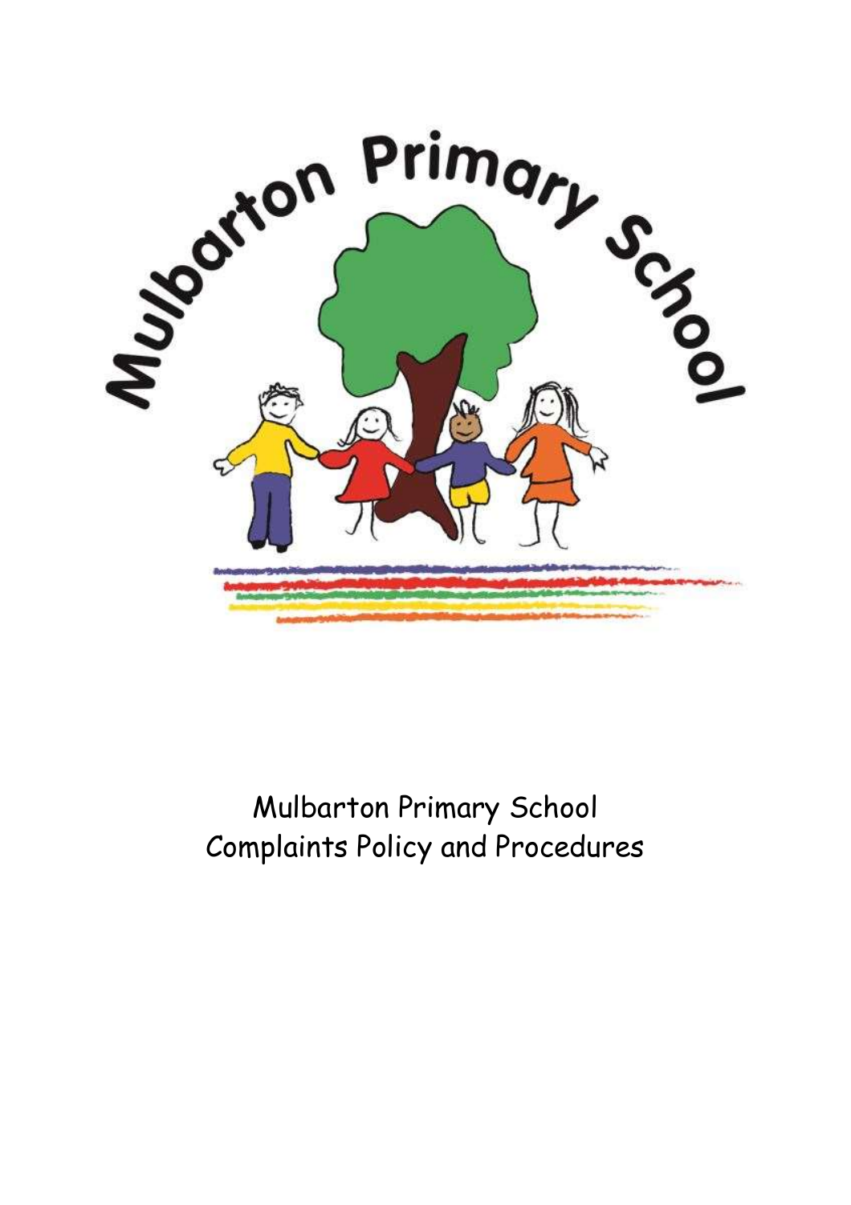Mulbarton Primary School
Complaints Policy and Procedures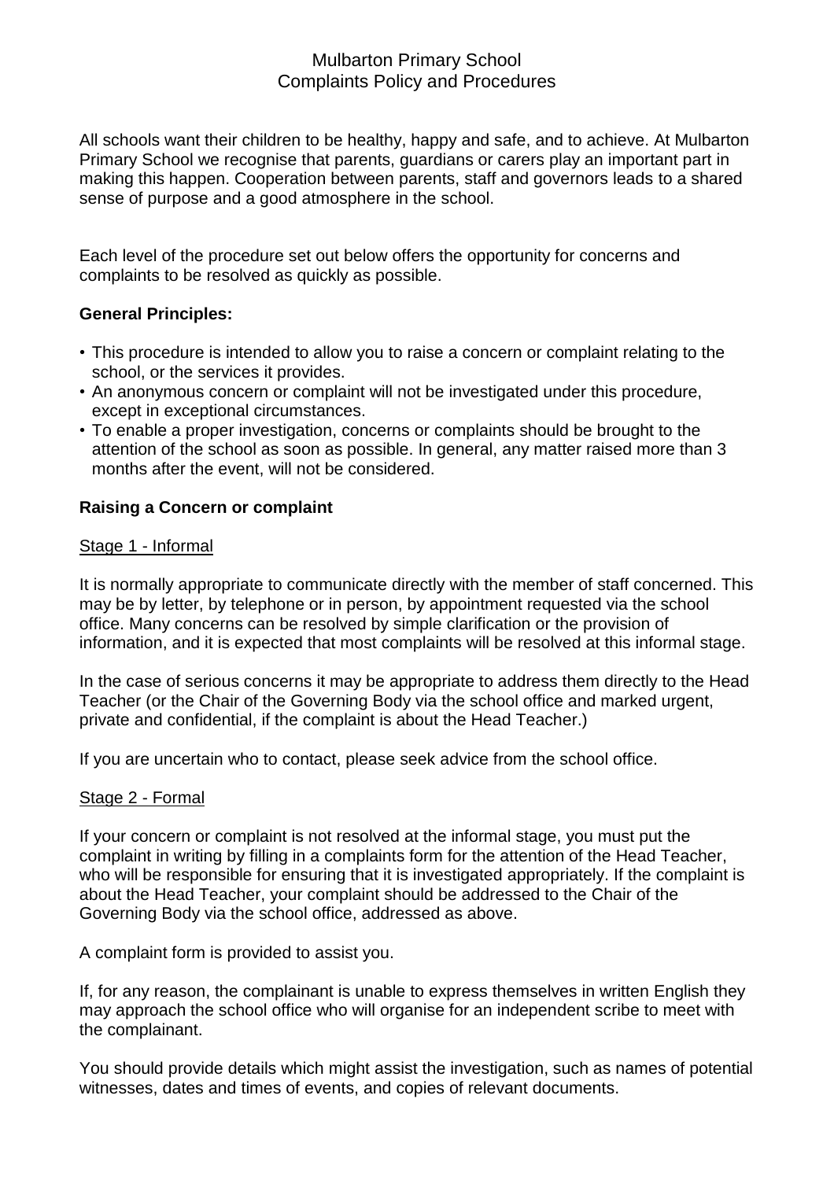# Mulbarton Primary School
## Complaints Policy and Procedures

All schools want their children to be healthy, happy and safe, and to achieve. At Mulbarton Primary School we recognise that parents, guardians or carers play an important part in making this happen. Cooperation between parents, staff and governors leads to a shared sense of purpose and a good atmosphere in the school.

Each level of the procedure set out below offers the opportunity for concerns and complaints to be resolved as quickly as possible.

**General Principles:**

- This procedure is intended to allow you to raise a concern or complaint relating to the school, or the services it provides.
- An anonymous concern or complaint will not be investigated under this procedure, except in exceptional circumstances.
- To enable a proper investigation, concerns or complaints should be brought to the attention of the school as soon as possible. In general, any matter raised more than 3 months after the event, will not be considered.

**Raising a Concern or complaint**

Stage 1 - Informal

It is normally appropriate to communicate directly with the member of staff concerned. This may be by letter, by telephone or in person, by appointment requested via the school office. Many concerns can be resolved by simple clarification or the provision of information, and it is expected that most complaints will be resolved at this informal stage.

In the case of serious concerns it may be appropriate to address them directly to the Head Teacher (or the Chair of the Governing Body via the school office and marked urgent, private and confidential, if the complaint is about the Head Teacher.)

If you are uncertain who to contact, please seek advice from the school office.

Stage 2 - Formal

If your concern or complaint is not resolved at the informal stage, you must put the complaint in writing by filling in a complaints form for the attention of the Head Teacher, who will be responsible for ensuring that it is investigated appropriately. If the complaint is about the Head Teacher, your complaint should be addressed to the Chair of the Governing Body via the school office, addressed as above.

A complaint form is provided to assist you.

If, for any reason, the complainant is unable to express themselves in written English they may approach the school office who will organise for an independent scribe to meet with the complainant.

You should provide details which might assist the investigation, such as names of potential witnesses, dates and times of events, and copies of relevant documents.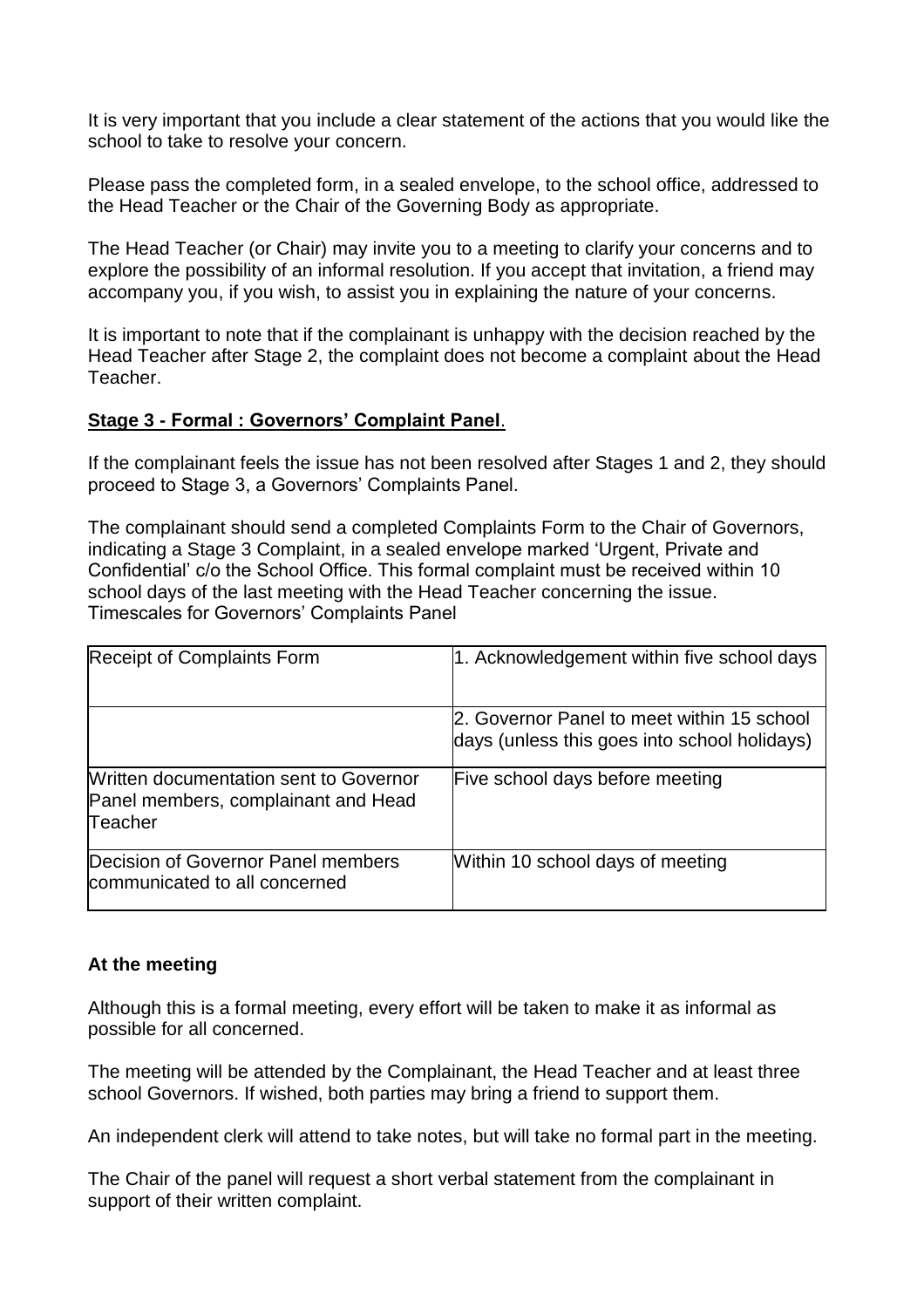It is very important that you include a clear statement of the actions that you would like the school to take to resolve your concern.

Please pass the completed form, in a sealed envelope, to the school office, addressed to the Head Teacher or the Chair of the Governing Body as appropriate.

The Head Teacher (or Chair) may invite you to a meeting to clarify your concerns and to explore the possibility of an informal resolution. If you accept that invitation, a friend may accompany you, if you wish, to assist you in explaining the nature of your concerns.

It is important to note that if the complainant is unhappy with the decision reached by the Head Teacher after Stage 2, the complaint does not become a complaint about the Head Teacher.

## Stage 3 - Formal : Governors' Complaint Panel.

If the complainant feels the issue has not been resolved after Stages 1 and 2, they should proceed to Stage 3, a Governors' Complaints Panel.

The complainant should send a completed Complaints Form to the Chair of Governors, indicating a Stage 3 Complaint, in a sealed envelope marked 'Urgent, Private and Confidential' c/o the School Office. This formal complaint must be received within 10 school days of the last meeting with the Head Teacher concerning the issue.
Timescales for Governors' Complaints Panel

| | |
|---|---|
| Receipt of Complaints Form | 1. Acknowledgement within five school days |
| | 2. Governor Panel to meet within 15 school days (unless this goes into school holidays) |
| Written documentation sent to Governor Panel members, complainant and Head Teacher | Five school days before meeting |
| Decision of Governor Panel members communicated to all concerned | Within 10 school days of meeting |

### At the meeting

Although this is a formal meeting, every effort will be taken to make it as informal as possible for all concerned.

The meeting will be attended by the Complainant, the Head Teacher and at least three school Governors. If wished, both parties may bring a friend to support them.

An independent clerk will attend to take notes, but will take no formal part in the meeting.

The Chair of the panel will request a short verbal statement from the complainant in support of their written complaint.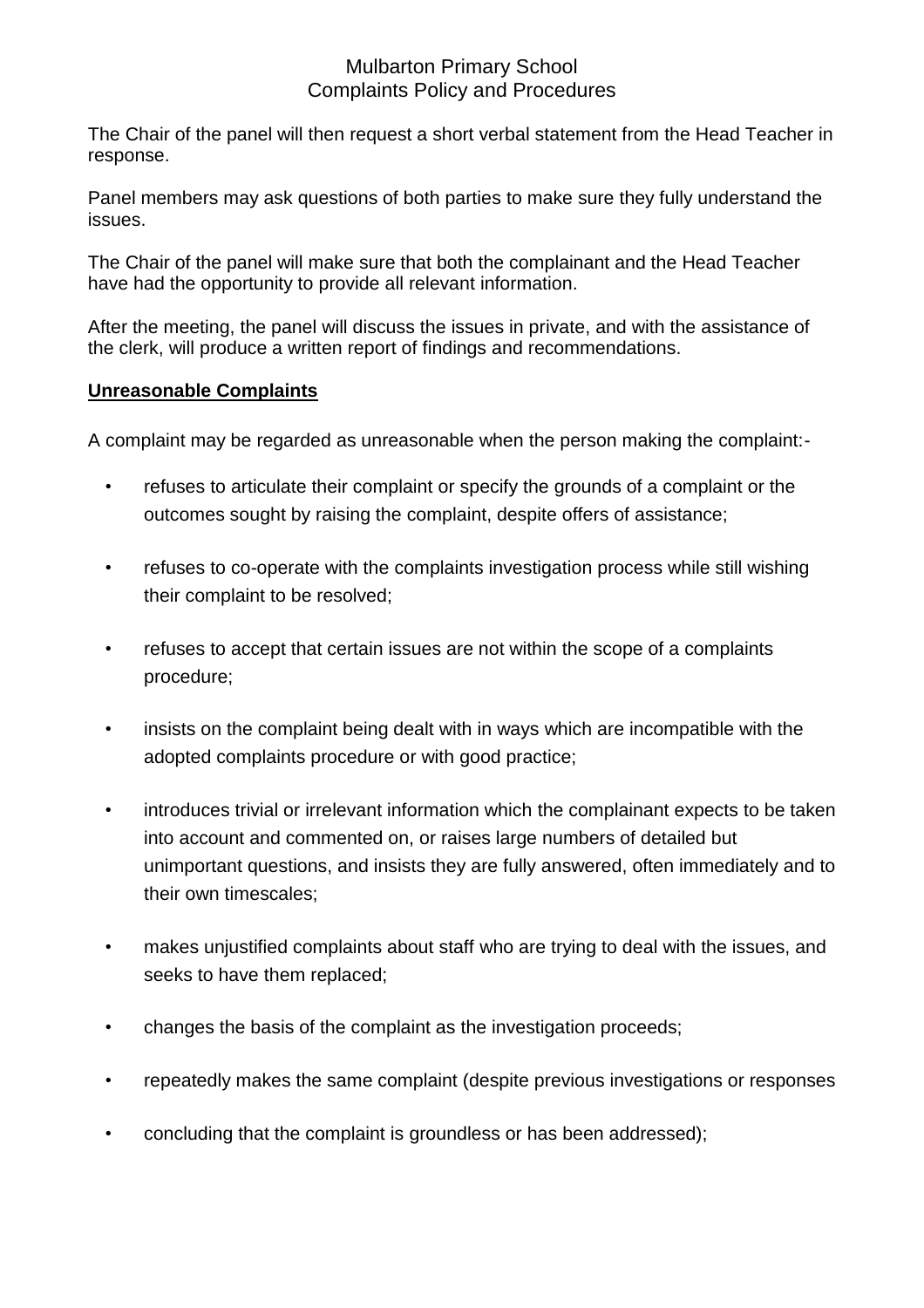The Chair of the panel will then request a short verbal statement from the Head Teacher in response.

Panel members may ask questions of both parties to make sure they fully understand the issues.

The Chair of the panel will make sure that both the complainant and the Head Teacher have had the opportunity to provide all relevant information.

After the meeting, the panel will discuss the issues in private, and with the assistance of the clerk, will produce a written report of findings and recommendations.

**Unreasonable Complaints**

A complaint may be regarded as unreasonable when the person making the complaint:-

- refuses to articulate their complaint or specify the grounds of a complaint or the outcomes sought by raising the complaint, despite offers of assistance;
- refuses to co-operate with the complaints investigation process while still wishing their complaint to be resolved;
- refuses to accept that certain issues are not within the scope of a complaints procedure;
- insists on the complaint being dealt with in ways which are incompatible with the adopted complaints procedure or with good practice;
- introduces trivial or irrelevant information which the complainant expects to be taken into account and commented on, or raises large numbers of detailed but unimportant questions, and insists they are fully answered, often immediately and to their own timescales;
- makes unjustified complaints about staff who are trying to deal with the issues, and seeks to have them replaced;
- changes the basis of the complaint as the investigation proceeds;
- repeatedly makes the same complaint (despite previous investigations or responses
- concluding that the complaint is groundless or has been addressed);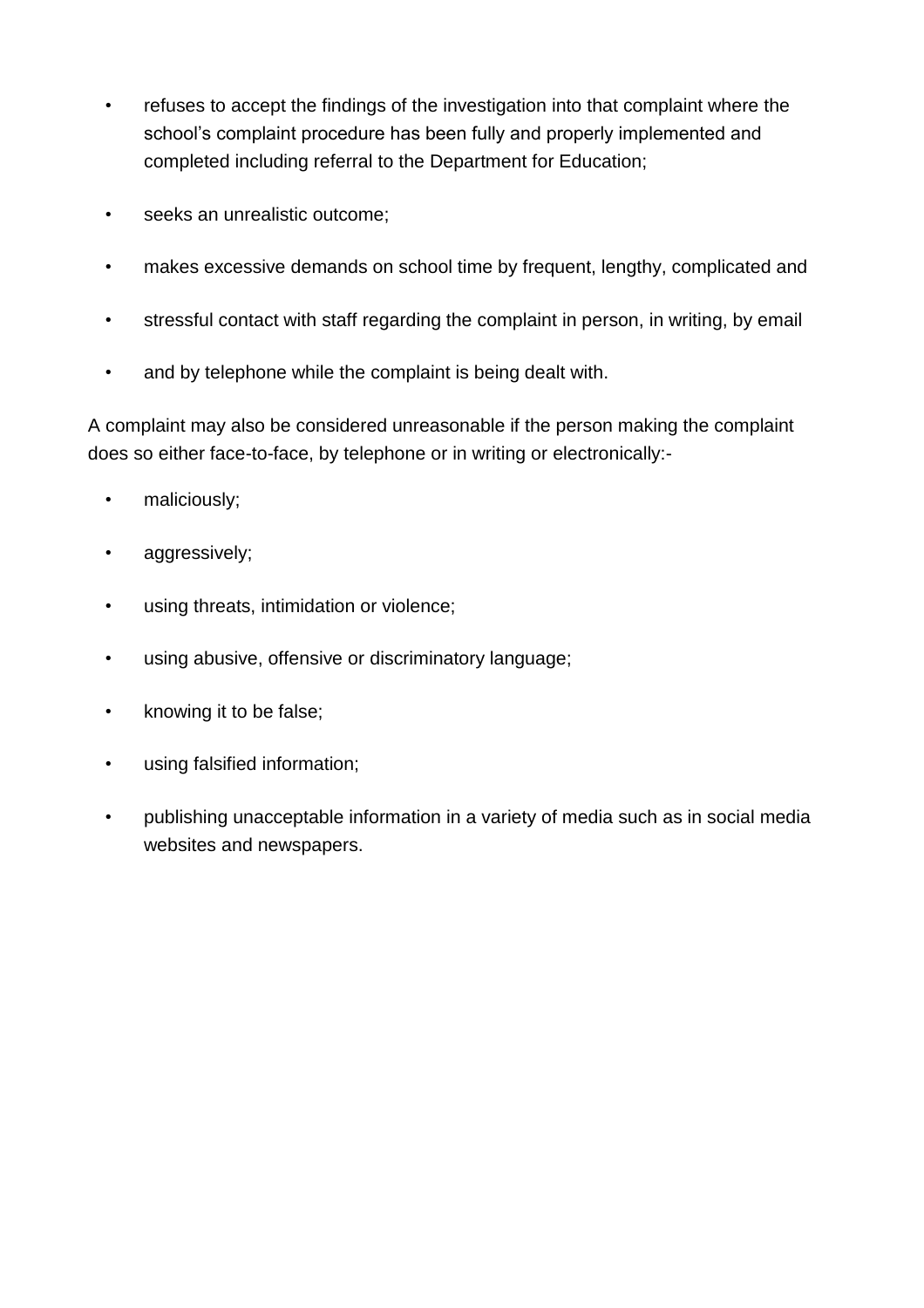- refuses to accept the findings of the investigation into that complaint where the school's complaint procedure has been fully and properly implemented and completed including referral to the Department for Education;
- seeks an unrealistic outcome;
- makes excessive demands on school time by frequent, lengthy, complicated and
- stressful contact with staff regarding the complaint in person, in writing, by email
- and by telephone while the complaint is being dealt with.

A complaint may also be considered unreasonable if the person making the complaint does so either face-to-face, by telephone or in writing or electronically:-

- maliciously;
- aggressively;
- using threats, intimidation or violence;
- using abusive, offensive or discriminatory language;
- knowing it to be false;
- using falsified information;
- publishing unacceptable information in a variety of media such as in social media websites and newspapers.